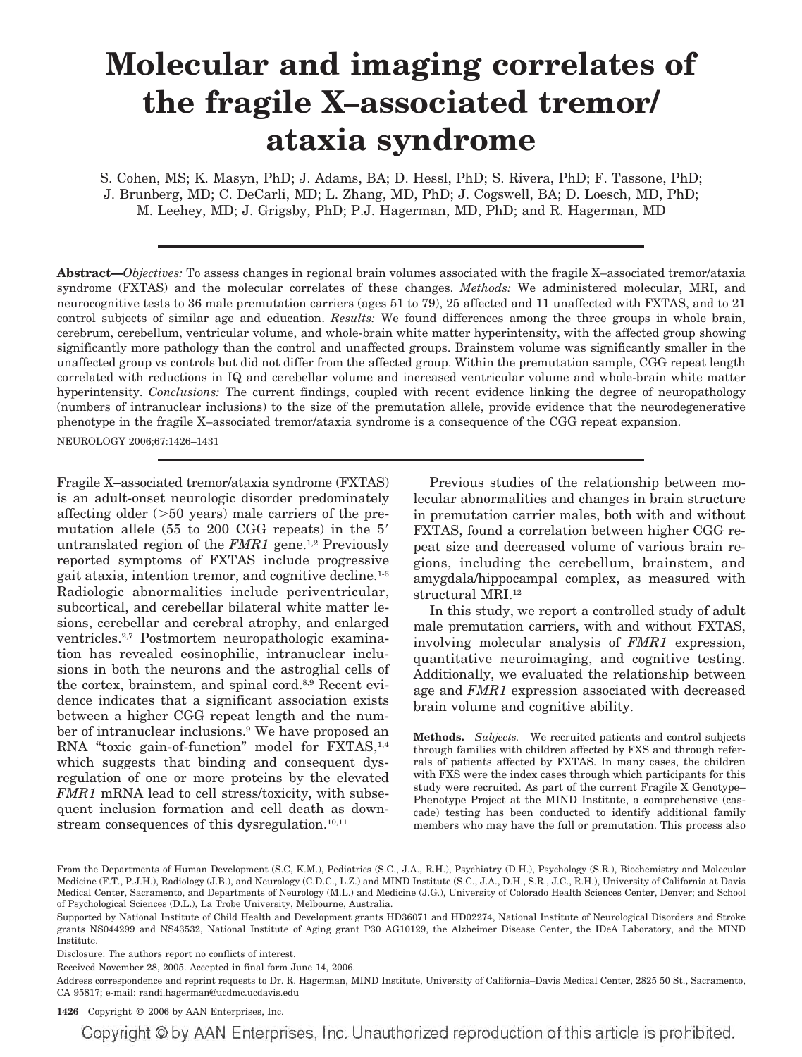# Molecular and imaging correlates of the fragile X–associated tremor/ataxia syndrome

S. Cohen, MS; K. Masyn, PhD; J. Adams, BA; D. Hessl, PhD; S. Rivera, PhD; F. Tassone, PhD; J. Brunberg, MD; C. DeCarli, MD; L. Zhang, MD, PhD; J. Cogswell, BA; D. Loesch, MD, PhD; M. Leehey, MD; J. Grigsby, PhD; P.J. Hagerman, MD, PhD; and R. Hagerman, MD

**Abstract**—*Objectives:* To assess changes in regional brain volumes associated with the fragile X–associated tremor/ataxia syndrome (FXTAS) and the molecular correlates of these changes. *Methods:* We administered molecular, MRI, and neurocognitive tests to 36 male premutation carriers (ages 51 to 79), 25 affected and 11 unaffected with FXTAS, and to 21 control subjects of similar age and education. *Results:* We found differences among the three groups in whole brain, cerebrum, cerebellum, ventricular volume, and whole-brain white matter hyperintensity, with the affected group showing significantly more pathology than the control and unaffected groups. Brainstem volume was significantly smaller in the unaffected group vs controls but did not differ from the affected group. Within the premutation sample, CGG repeat length correlated with reductions in IQ and cerebellar volume and increased ventricular volume and whole-brain white matter hyperintensity. *Conclusions:* The current findings, coupled with recent evidence linking the degree of neuropathology (numbers of intranuclear inclusions) to the size of the premutation allele, provide evidence that the neurodegenerative phenotype in the fragile X–associated tremor/ataxia syndrome is a consequence of the CGG repeat expansion.

NEUROLOGY 2006;67:1426–1431

Fragile X–associated tremor/ataxia syndrome (FXTAS) is an adult-onset neurologic disorder predominately affecting older (>50 years) male carriers of the premutation allele (55 to 200 CGG repeats) in the 5′ untranslated region of the *FMR1* gene.[1,2] Previously reported symptoms of FXTAS include progressive gait ataxia, intention tremor, and cognitive decline.[1-6] Radiologic abnormalities include periventricular, subcortical, and cerebellar bilateral white matter lesions, cerebellar and cerebral atrophy, and enlarged ventricles.[2,7] Postmortem neuropathologic examination has revealed eosinophilic, intranuclear inclusions in both the neurons and the astroglial cells of the cortex, brainstem, and spinal cord.[8,9] Recent evidence indicates that a significant association exists between a higher CGG repeat length and the number of intranuclear inclusions.[9] We have proposed an RNA "toxic gain-of-function" model for FXTAS,[1,4] which suggests that binding and consequent dysregulation of one or more proteins by the elevated *FMR1* mRNA lead to cell stress/toxicity, with subsequent inclusion formation and cell death as downstream consequences of this dysregulation.[10,11]

Previous studies of the relationship between molecular abnormalities and changes in brain structure in premutation carrier males, both with and without FXTAS, found a correlation between higher CGG repeat size and decreased volume of various brain regions, including the cerebellum, brainstem, and amygdala/hippocampal complex, as measured with structural MRI.[12]

In this study, we report a controlled study of adult male premutation carriers, with and without FXTAS, involving molecular analysis of *FMR1* expression, quantitative neuroimaging, and cognitive testing. Additionally, we evaluated the relationship between age and *FMR1* expression associated with decreased brain volume and cognitive ability.

**Methods.** *Subjects.* We recruited patients and control subjects through families with children affected by FXS and through referrals of patients affected by FXTAS. In many cases, the children with FXS were the index cases through which participants for this study were recruited. As part of the current Fragile X Genotype–Phenotype Project at the MIND Institute, a comprehensive (cascade) testing has been conducted to identify additional family members who may have the full or premutation. This process also

From the Departments of Human Development (S.C, K.M.), Pediatrics (S.C., J.A., R.H.), Psychiatry (D.H.), Psychology (S.R.), Biochemistry and Molecular Medicine (F.T., P.J.H.), Radiology (J.B.), and Neurology (C.D.C., L.Z.) and MIND Institute (S.C., J.A., D.H., S.R., J.C., R.H.), University of California at Davis Medical Center, Sacramento, and Departments of Neurology (M.L.) and Medicine (J.G.), University of Colorado Health Sciences Center, Denver; and School of Psychological Sciences (D.L.), La Trobe University, Melbourne, Australia.

Supported by National Institute of Child Health and Development grants HD36071 and HD02274, National Institute of Neurological Disorders and Stroke grants NS044299 and NS43532, National Institute of Aging grant P30 AG10129, the Alzheimer Disease Center, the IDeA Laboratory, and the MIND Institute.

Disclosure: The authors report no conflicts of interest.

Received November 28, 2005. Accepted in final form June 14, 2006.

Address correspondence and reprint requests to Dr. R. Hagerman, MIND Institute, University of California–Davis Medical Center, 2825 50 St., Sacramento, CA 95817; e-mail: randi.hagerman@ucdmc.ucdavis.edu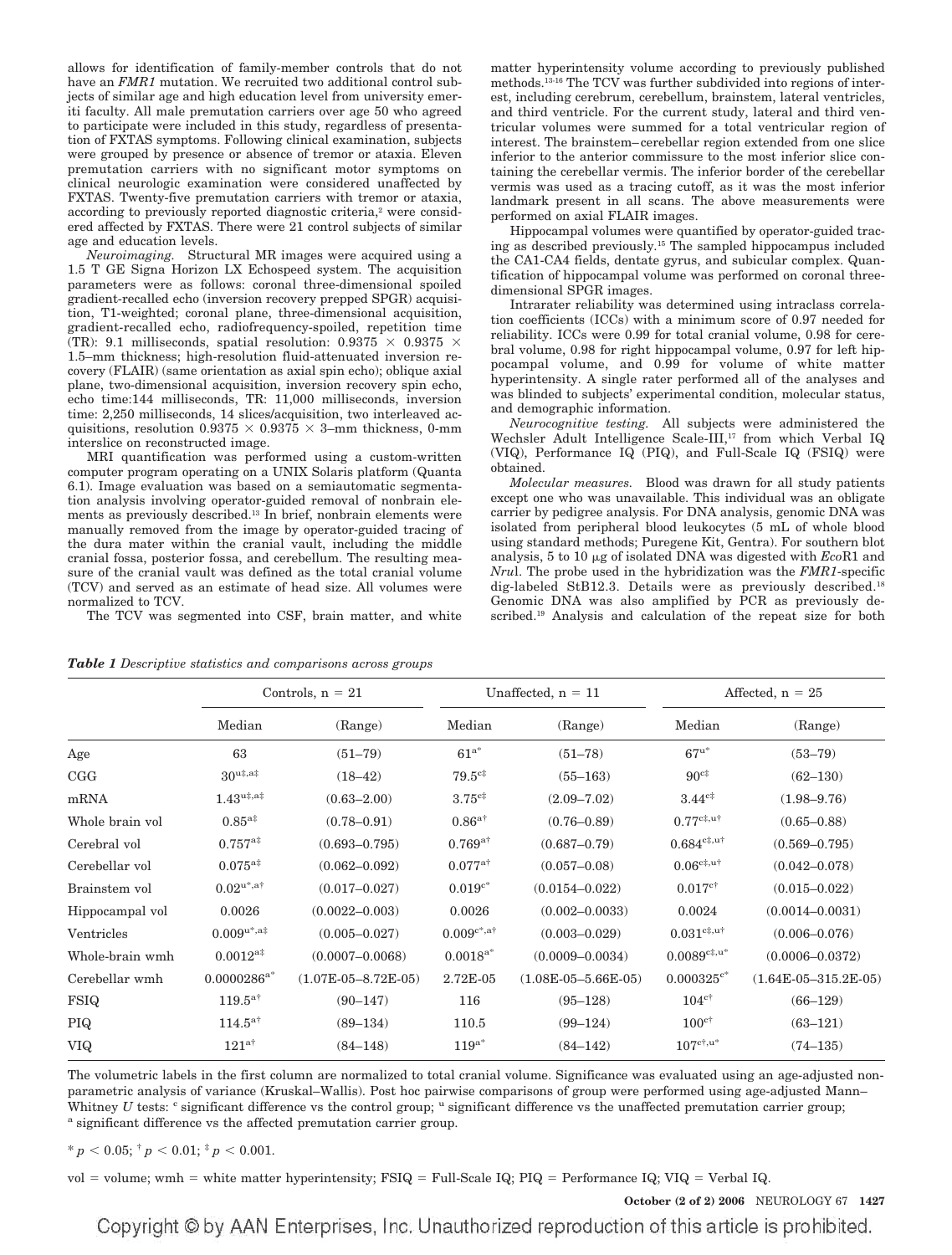allows for identification of family-member controls that do not have an *FMR1* mutation. We recruited two additional control subjects of similar age and high education level from university emeriti faculty. All male premutation carriers over age 50 who agreed to participate were included in this study, regardless of presentation of FXTAS symptoms. Following clinical examination, subjects were grouped by presence or absence of tremor or ataxia. Eleven premutation carriers with no significant motor symptoms on clinical neurologic examination were considered unaffected by FXTAS. Twenty-five premutation carriers with tremor or ataxia, according to previously reported diagnostic criteria,[2] were considered affected by FXTAS. There were 21 control subjects of similar age and education levels.

*Neuroimaging.* Structural MR images were acquired using a 1.5 T GE Signa Horizon LX Echospeed system. The acquisition parameters were as follows: coronal three-dimensional spoiled gradient-recalled echo (inversion recovery prepped SPGR) acquisition, T1-weighted; coronal plane, three-dimensional acquisition, gradient-recalled echo, radiofrequency-spoiled, repetition time (TR): 9.1 milliseconds, spatial resolution: 0.9375 × 0.9375 × 1.5–mm thickness; high-resolution fluid-attenuated inversion recovery (FLAIR) (same orientation as axial spin echo); oblique axial plane, two-dimensional acquisition, inversion recovery spin echo, echo time:144 milliseconds, TR: 11,000 milliseconds, inversion time: 2,250 milliseconds, 14 slices/acquisition, two interleaved acquisitions, resolution 0.9375 × 0.9375 × 3–mm thickness, 0-mm interslice on reconstructed image.

MRI quantification was performed using a custom-written computer program operating on a UNIX Solaris platform (Quanta 6.1). Image evaluation was based on a semiautomatic segmentation analysis involving operator-guided removal of nonbrain elements as previously described.[13] In brief, nonbrain elements were manually removed from the image by operator-guided tracing of the dura mater within the cranial vault, including the middle cranial fossa, posterior fossa, and cerebellum. The resulting measure of the cranial vault was defined as the total cranial volume (TCV) and served as an estimate of head size. All volumes were normalized to TCV.

The TCV was segmented into CSF, brain matter, and white matter hyperintensity volume according to previously published methods.[13-16] The TCV was further subdivided into regions of interest, including cerebrum, cerebellum, brainstem, lateral ventricles, and third ventricle. For the current study, lateral and third ventricular volumes were summed for a total ventricular region of interest. The brainstem–cerebellar region extended from one slice inferior to the anterior commissure to the most inferior slice containing the cerebellar vermis. The inferior border of the cerebellar vermis was used as a tracing cutoff, as it was the most inferior landmark present in all scans. The above measurements were performed on axial FLAIR images.

Hippocampal volumes were quantified by operator-guided tracing as described previously.[15] The sampled hippocampus included the CA1-CA4 fields, dentate gyrus, and subicular complex. Quantification of hippocampal volume was performed on coronal three-dimensional SPGR images.

Intrarater reliability was determined using intraclass correlation coefficients (ICCs) with a minimum score of 0.97 needed for reliability. ICCs were 0.99 for total cranial volume, 0.98 for cerebral volume, 0.98 for right hippocampal volume, 0.97 for left hippocampal volume, and 0.99 for volume of white matter hyperintensity. A single rater performed all of the analyses and was blinded to subjects' experimental condition, molecular status, and demographic information.

*Neurocognitive testing.* All subjects were administered the Wechsler Adult Intelligence Scale-III,[17] from which Verbal IQ (VIQ), Performance IQ (PIQ), and Full-Scale IQ (FSIQ) were obtained.

*Molecular measures.* Blood was drawn for all study patients except one who was unavailable. This individual was an obligate carrier by pedigree analysis. For DNA analysis, genomic DNA was isolated from peripheral blood leukocytes (5 mL of whole blood using standard methods; Puregene Kit, Gentra). For southern blot analysis, 5 to 10 μg of isolated DNA was digested with *Eco*R1 and *Nru*I. The probe used in the hybridization was the *FMR1*-specific dig-labeled StB12.3. Details were as previously described.[18] Genomic DNA was also amplified by PCR as previously described.[19] Analysis and calculation of the repeat size for both

***Table 1** Descriptive statistics and comparisons across groups*

| | Controls, n = 21 | | Unaffected, n = 11 | | Affected, n = 25 | |
|---|---|---|---|---|---|---|
| | Median | (Range) | Median | (Range) | Median | (Range) |
| Age | 63 | (51–79) | 61[a*] | (51–78) | 67[u*] | (53–79) |
| CGG | 30[u‡,a‡] | (18–42) | 79.5[c‡] | (55–163) | 90[c‡] | (62–130) |
| mRNA | 1.43[u‡,a‡] | (0.63–2.00) | 3.75[c‡] | (2.09–7.02) | 3.44[c‡] | (1.98–9.76) |
| Whole brain vol | 0.85[a‡] | (0.78–0.91) | 0.86[a†] | (0.76–0.89) | 0.77[c‡,u†] | (0.65–0.88) |
| Cerebral vol | 0.757[a‡] | (0.693–0.795) | 0.769[a†] | (0.687–0.79) | 0.684[c‡,u†] | (0.569–0.795) |
| Cerebellar vol | 0.075[a‡] | (0.062–0.092) | 0.077[a†] | (0.057–0.08) | 0.06[c‡,u†] | (0.042–0.078) |
| Brainstem vol | 0.02[u*,a†] | (0.017–0.027) | 0.019[c*] | (0.0154–0.022) | 0.017[c†] | (0.015–0.022) |
| Hippocampal vol | 0.0026 | (0.0022–0.003) | 0.0026 | (0.002–0.0033) | 0.0024 | (0.0014–0.0031) |
| Ventricles | 0.009[u*,a‡] | (0.005–0.027) | 0.009[c*,a†] | (0.003–0.029) | 0.031[c‡,u†] | (0.006–0.076) |
| Whole-brain wmh | 0.0012[a‡] | (0.0007–0.0068) | 0.0018[a*] | (0.0009–0.0034) | 0.0089[c‡,u*] | (0.0006–0.0372) |
| Cerebellar wmh | 0.0000286[a*] | (1.07E-05–8.72E-05) | 2.72E-05 | (1.08E-05–5.66E-05) | 0.000325[c*] | (1.64E-05–315.2E-05) |
| FSIQ | 119.5[a†] | (90–147) | 116 | (95–128) | 104[c†] | (66–129) |
| PIQ | 114.5[a†] | (89–134) | 110.5 | (99–124) | 100[c†] | (63–121) |
| VIQ | 121[a†] | (84–148) | 119[a*] | (84–142) | 107[c†,u*] | (74–135) |

The volumetric labels in the first column are normalized to total cranial volume. Significance was evaluated using an age-adjusted nonparametric analysis of variance (Kruskal–Wallis). Post hoc pairwise comparisons of group were performed using age-adjusted Mann–Whitney *U* tests: [c] significant difference vs the control group; [u] significant difference vs the unaffected premutation carrier group; [a] significant difference vs the affected premutation carrier group.

\* $p < 0.05$; † $p < 0.01$; ‡ $p < 0.001$.

vol = volume; wmh = white matter hyperintensity; FSIQ = Full-Scale IQ; PIQ = Performance IQ; VIQ = Verbal IQ.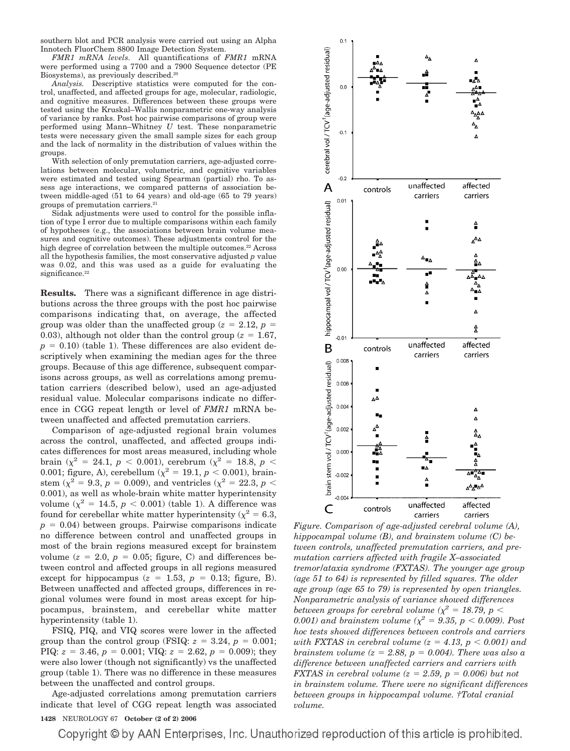southern blot and PCR analysis were carried out using an Alpha Innotech FluorChem 8800 Image Detection System.

*FMR1 mRNA levels.* All quantifications of *FMR1* mRNA were performed using a 7700 and a 7900 Sequence detector (PE Biosystems), as previously described.[20]

*Analysis.* Descriptive statistics were computed for the control, unaffected, and affected groups for age, molecular, radiologic, and cognitive measures. Differences between these groups were tested using the Kruskal–Wallis nonparametric one-way analysis of variance by ranks. Post hoc pairwise comparisons of group were performed using Mann–Whitney *U* test. These nonparametric tests were necessary given the small sample sizes for each group and the lack of normality in the distribution of values within the groups.

With selection of only premutation carriers, age-adjusted correlations between molecular, volumetric, and cognitive variables were estimated and tested using Spearman (partial) rho. To assess age interactions, we compared patterns of association between middle-aged (51 to 64 years) and old-age (65 to 79 years) groups of premutation carriers.[21]

Sidak adjustments were used to control for the possible inflation of type I error due to multiple comparisons within each family of hypotheses (e.g., the associations between brain volume measures and cognitive outcomes). These adjustments control for the high degree of correlation between the multiple outcomes.[22] Across all the hypothesis families, the most conservative adjusted *p* value was 0.02, and this was used as a guide for evaluating the significance.[22]

**Results.** There was a significant difference in age distributions across the three groups with the post hoc pairwise comparisons indicating that, on average, the affected group was older than the unaffected group ($z = 2.12$, $p = 0.03$), although not older than the control group ($z = 1.67$, $p = 0.10$) (table 1). These differences are also evident descriptively when examining the median ages for the three groups. Because of this age difference, subsequent comparisons across groups, as well as correlations among premutation carriers (described below), used an age-adjusted residual value. Molecular comparisons indicate no difference in CGG repeat length or level of *FMR1* mRNA between unaffected and affected premutation carriers.

Comparison of age-adjusted regional brain volumes across the control, unaffected, and affected groups indicates differences for most areas measured, including whole brain ($\chi^2 = 24.1$, $p < 0.001$), cerebrum ($\chi^2 = 18.8$, $p < 0.001$; figure, A), cerebellum ($\chi^2 = 19.1$, $p < 0.001$), brainstem ($\chi^2 = 9.3$, $p = 0.009$), and ventricles ($\chi^2 = 22.3$, $p < 0.001$), as well as whole-brain white matter hyperintensity volume ($\chi^2 = 14.5$, $p < 0.001$) (table 1). A difference was found for cerebellar white matter hyperintensity ($\chi^2 = 6.3$, $p = 0.04$) between groups. Pairwise comparisons indicate no difference between control and unaffected groups in most of the brain regions measured except for brainstem volume ($z = 2.0$, $p = 0.05$; figure, C) and differences between control and affected groups in all regions measured except for hippocampus ($z = 1.53$, $p = 0.13$; figure, B). Between unaffected and affected groups, differences in regional volumes were found in most areas except for hippocampus, brainstem, and cerebellar white matter hyperintensity (table 1).

FSIQ, PIQ, and VIQ scores were lower in the affected group than the control group (FSIQ: $z = 3.24$, $p = 0.001$; PIQ: $z = 3.46$, $p = 0.001$; VIQ: $z = 2.62$, $p = 0.009$); they were also lower (though not significantly) vs the unaffected group (table 1). There was no difference in these measures between the unaffected and control groups.

Age-adjusted correlations among premutation carriers indicate that level of CGG repeat length was associated

*Figure. Comparison of age-adjusted cerebral volume (A), hippocampal volume (B), and brainstem volume (C) between controls, unaffected premutation carriers, and premutation carriers affected with fragile X–associated tremor/ataxia syndrome (FXTAS). The younger age group (age 51 to 64) is represented by filled squares. The older age group (age 65 to 79) is represented by open triangles. Nonparametric analysis of variance showed differences between groups for cerebral volume ($\chi^2 = 18.79$, $p < 0.001$) and brainstem volume ($\chi^2 = 9.35$, $p < 0.009$). Post hoc tests showed differences between controls and carriers with FXTAS in cerebral volume ($z = 4.13$, $p < 0.001$) and brainstem volume ($z = 2.88$, $p = 0.004$). There was also a difference between unaffected carriers and carriers with FXTAS in cerebral volume ($z = 2.59$, $p = 0.006$) but not in brainstem volume. There were no significant differences between groups in hippocampal volume. †Total cranial volume.*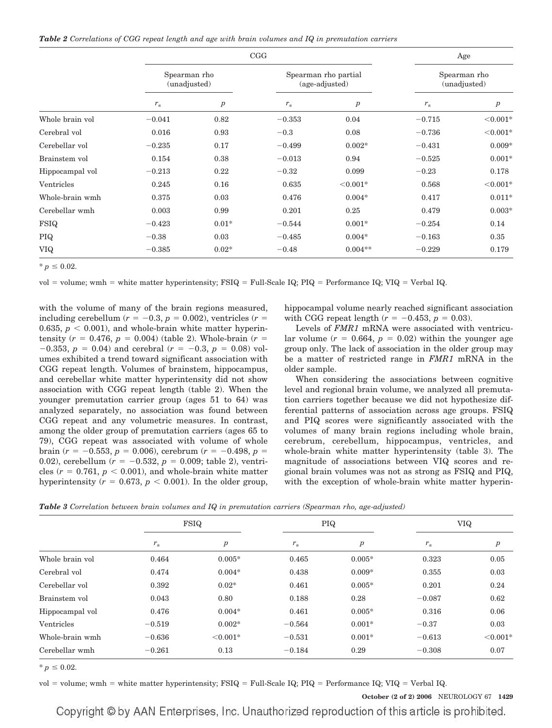*Table 2 Correlations of CGG repeat length and age with brain volumes and IQ in premutation carriers*

| | CGG | | | | Age | |
|---|---|---|---|---|---|---|
| | Spearman rho (unadjusted) | | Spearman rho partial (age-adjusted) | | Spearman rho (unadjusted) | |
| | $r_s$ | $p$ | $r_s$ | $p$ | $r_s$ | $p$ |
| Whole brain vol | −0.041 | 0.82 | −0.353 | 0.04 | −0.715 | <0.001* |
| Cerebral vol | 0.016 | 0.93 | −0.3 | 0.08 | −0.736 | <0.001* |
| Cerebellar vol | −0.235 | 0.17 | −0.499 | 0.002* | −0.431 | 0.009* |
| Brainstem vol | 0.154 | 0.38 | −0.013 | 0.94 | −0.525 | 0.001* |
| Hippocampal vol | −0.213 | 0.22 | −0.32 | 0.099 | −0.23 | 0.178 |
| Ventricles | 0.245 | 0.16 | 0.635 | <0.001* | 0.568 | <0.001* |
| Whole-brain wmh | 0.375 | 0.03 | 0.476 | 0.004* | 0.417 | 0.011* |
| Cerebellar wmh | 0.003 | 0.99 | 0.201 | 0.25 | 0.479 | 0.003* |
| FSIQ | −0.423 | 0.01* | −0.544 | 0.001* | −0.254 | 0.14 |
| PIQ | −0.38 | 0.03 | −0.485 | 0.004* | −0.163 | 0.35 |
| VIQ | −0.385 | 0.02* | −0.48 | 0.004** | −0.229 | 0.179 |

* $p \leq 0.02$.

vol = volume; wmh = white matter hyperintensity; FSIQ = Full-Scale IQ; PIQ = Performance IQ; VIQ = Verbal IQ.

with the volume of many of the brain regions measured, including cerebellum ($r = -0.3$, $p = 0.002$), ventricles ($r = 0.635$, $p < 0.001$), and whole-brain white matter hyperintensity ($r = 0.476$, $p = 0.004$) (table 2). Whole-brain ($r = -0.353$, $p = 0.04$) and cerebral ($r = -0.3$, $p = 0.08$) volumes exhibited a trend toward significant association with CGG repeat length. Volumes of brainstem, hippocampus, and cerebellar white matter hyperintensity did not show association with CGG repeat length (table 2). When the younger premutation carrier group (ages 51 to 64) was analyzed separately, no association was found between CGG repeat and any volumetric measures. In contrast, among the older group of premutation carriers (ages 65 to 79), CGG repeat was associated with volume of whole brain ($r = -0.553$, $p = 0.006$), cerebrum ($r = -0.498$, $p = 0.02$), cerebellum ($r = -0.532$, $p = 0.009$; table 2), ventricles ($r = 0.761$, $p < 0.001$), and whole-brain white matter hyperintensity ($r = 0.673$, $p < 0.001$). In the older group, hippocampal volume nearly reached significant association with CGG repeat length ($r = -0.453$, $p = 0.03$).

Levels of *FMR1* mRNA were associated with ventricular volume ($r = 0.664$, $p = 0.02$) within the younger age group only. The lack of association in the older group may be a matter of restricted range in *FMR1* mRNA in the older sample.

When considering the associations between cognitive level and regional brain volume, we analyzed all premutation carriers together because we did not hypothesize differential patterns of association across age groups. FSIQ and PIQ scores were significantly associated with the volumes of many brain regions including whole brain, cerebrum, cerebellum, hippocampus, ventricles, and whole-brain white matter hyperintensity (table 3). The magnitude of associations between VIQ scores and regional brain volumes was not as strong as FSIQ and PIQ, with the exception of whole-brain white matter hyperin-

*Table 3 Correlation between brain volumes and IQ in premutation carriers (Spearman rho, age-adjusted)*

| | FSIQ | | PIQ | | VIQ | |
|---|---|---|---|---|---|---|
| | $r_s$ | $p$ | $r_s$ | $p$ | $r_s$ | $p$ |
| Whole brain vol | 0.464 | 0.005* | 0.465 | 0.005* | 0.323 | 0.05 |
| Cerebral vol | 0.474 | 0.004* | 0.438 | 0.009* | 0.355 | 0.03 |
| Cerebellar vol | 0.392 | 0.02* | 0.461 | 0.005* | 0.201 | 0.24 |
| Brainstem vol | 0.043 | 0.80 | 0.188 | 0.28 | −0.087 | 0.62 |
| Hippocampal vol | 0.476 | 0.004* | 0.461 | 0.005* | 0.316 | 0.06 |
| Ventricles | −0.519 | 0.002* | −0.564 | 0.001* | −0.37 | 0.03 |
| Whole-brain wmh | −0.636 | <0.001* | −0.531 | 0.001* | −0.613 | <0.001* |
| Cerebellar wmh | −0.261 | 0.13 | −0.184 | 0.29 | −0.308 | 0.07 |

* $p \leq 0.02$.

vol = volume; wmh = white matter hyperintensity; FSIQ = Full-Scale IQ; PIQ = Performance IQ; VIQ = Verbal IQ.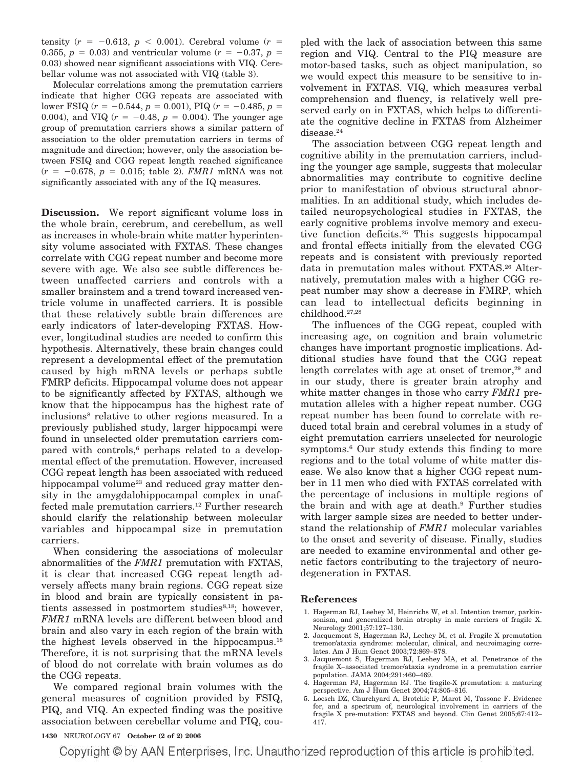tensity ($r = -0.613$, $p < 0.001$). Cerebral volume ($r = 0.355$, $p = 0.03$) and ventricular volume ($r = -0.37$, $p = 0.03$) showed near significant associations with VIQ. Cerebellar volume was not associated with VIQ (table 3).

Molecular correlations among the premutation carriers indicate that higher CGG repeats are associated with lower FSIQ ($r = -0.544$, $p = 0.001$), PIQ ($r = -0.485$, $p = 0.004$), and VIQ ($r = -0.48$, $p = 0.004$). The younger age group of premutation carriers shows a similar pattern of association to the older premutation carriers in terms of magnitude and direction; however, only the association between FSIQ and CGG repeat length reached significance ($r = -0.678$, $p = 0.015$; table 2). *FMR1* mRNA was not significantly associated with any of the IQ measures.

**Discussion.** We report significant volume loss in the whole brain, cerebrum, and cerebellum, as well as increases in whole-brain white matter hyperintensity volume associated with FXTAS. These changes correlate with CGG repeat number and become more severe with age. We also see subtle differences between unaffected carriers and controls with a smaller brainstem and a trend toward increased ventricle volume in unaffected carriers. It is possible that these relatively subtle brain differences are early indicators of later-developing FXTAS. However, longitudinal studies are needed to confirm this hypothesis. Alternatively, these brain changes could represent a developmental effect of the premutation caused by high mRNA levels or perhaps subtle FMRP deficits. Hippocampal volume does not appear to be significantly affected by FXTAS, although we know that the hippocampus has the highest rate of inclusions[8] relative to other regions measured. In a previously published study, larger hippocampi were found in unselected older premutation carriers compared with controls,[6] perhaps related to a developmental effect of the premutation. However, increased CGG repeat length has been associated with reduced hippocampal volume[23] and reduced gray matter density in the amygdalohippocampal complex in unaffected male premutation carriers.[12] Further research should clarify the relationship between molecular variables and hippocampal size in premutation carriers.

When considering the associations of molecular abnormalities of the *FMR1* premutation with FXTAS, it is clear that increased CGG repeat length adversely affects many brain regions. CGG repeat size in blood and brain are typically consistent in patients assessed in postmortem studies[8,18]; however, *FMR1* mRNA levels are different between blood and brain and also vary in each region of the brain with the highest levels observed in the hippocampus.[18] Therefore, it is not surprising that the mRNA levels of blood do not correlate with brain volumes as do the CGG repeats.

We compared regional brain volumes with the general measures of cognition provided by FSIQ, PIQ, and VIQ. An expected finding was the positive association between cerebellar volume and PIQ, coupled with the lack of association between this same region and VIQ. Central to the PIQ measure are motor-based tasks, such as object manipulation, so we would expect this measure to be sensitive to involvement in FXTAS. VIQ, which measures verbal comprehension and fluency, is relatively well preserved early on in FXTAS, which helps to differentiate the cognitive decline in FXTAS from Alzheimer disease.[24]

The association between CGG repeat length and cognitive ability in the premutation carriers, including the younger age sample, suggests that molecular abnormalities may contribute to cognitive decline prior to manifestation of obvious structural abnormalities. In an additional study, which includes detailed neuropsychological studies in FXTAS, the early cognitive problems involve memory and executive function deficits.[25] This suggests hippocampal and frontal effects initially from the elevated CGG repeats and is consistent with previously reported data in premutation males without FXTAS.[26] Alternatively, premutation males with a higher CGG repeat number may show a decrease in FMRP, which can lead to intellectual deficits beginning in childhood.[27,28]

The influences of the CGG repeat, coupled with increasing age, on cognition and brain volumetric changes have important prognostic implications. Additional studies have found that the CGG repeat length correlates with age at onset of tremor,[29] and in our study, there is greater brain atrophy and white matter changes in those who carry *FMR1* premutation alleles with a higher repeat number. CGG repeat number has been found to correlate with reduced total brain and cerebral volumes in a study of eight premutation carriers unselected for neurologic symptoms.[6] Our study extends this finding to more regions and to the total volume of white matter disease. We also know that a higher CGG repeat number in 11 men who died with FXTAS correlated with the percentage of inclusions in multiple regions of the brain and with age at death.[9] Further studies with larger sample sizes are needed to better understand the relationship of *FMR1* molecular variables to the onset and severity of disease. Finally, studies are needed to examine environmental and other genetic factors contributing to the trajectory of neurodegeneration in FXTAS.

## References

1. Hagerman RJ, Leehey M, Heinrichs W, et al. Intention tremor, parkinsonism, and generalized brain atrophy in male carriers of fragile X. Neurology 2001;57:127–130.
2. Jacquemont S, Hagerman RJ, Leehey M, et al. Fragile X premutation tremor/ataxia syndrome: molecular, clinical, and neuroimaging correlates. Am J Hum Genet 2003;72:869–878.
3. Jacquemont S, Hagerman RJ, Leehey MA, et al. Penetrance of the fragile X–associated tremor/ataxia syndrome in a premutation carrier population. JAMA 2004;291:460–469.
4. Hagerman PJ, Hagerman RJ. The fragile-X premutation: a maturing perspective. Am J Hum Genet 2004;74:805–816.
5. Loesch DZ, Churchyard A, Brotchie P, Marot M, Tassone F. Evidence for, and a spectrum of, neurological involvement in carriers of the fragile X pre-mutation: FXTAS and beyond. Clin Genet 2005;67:412–417.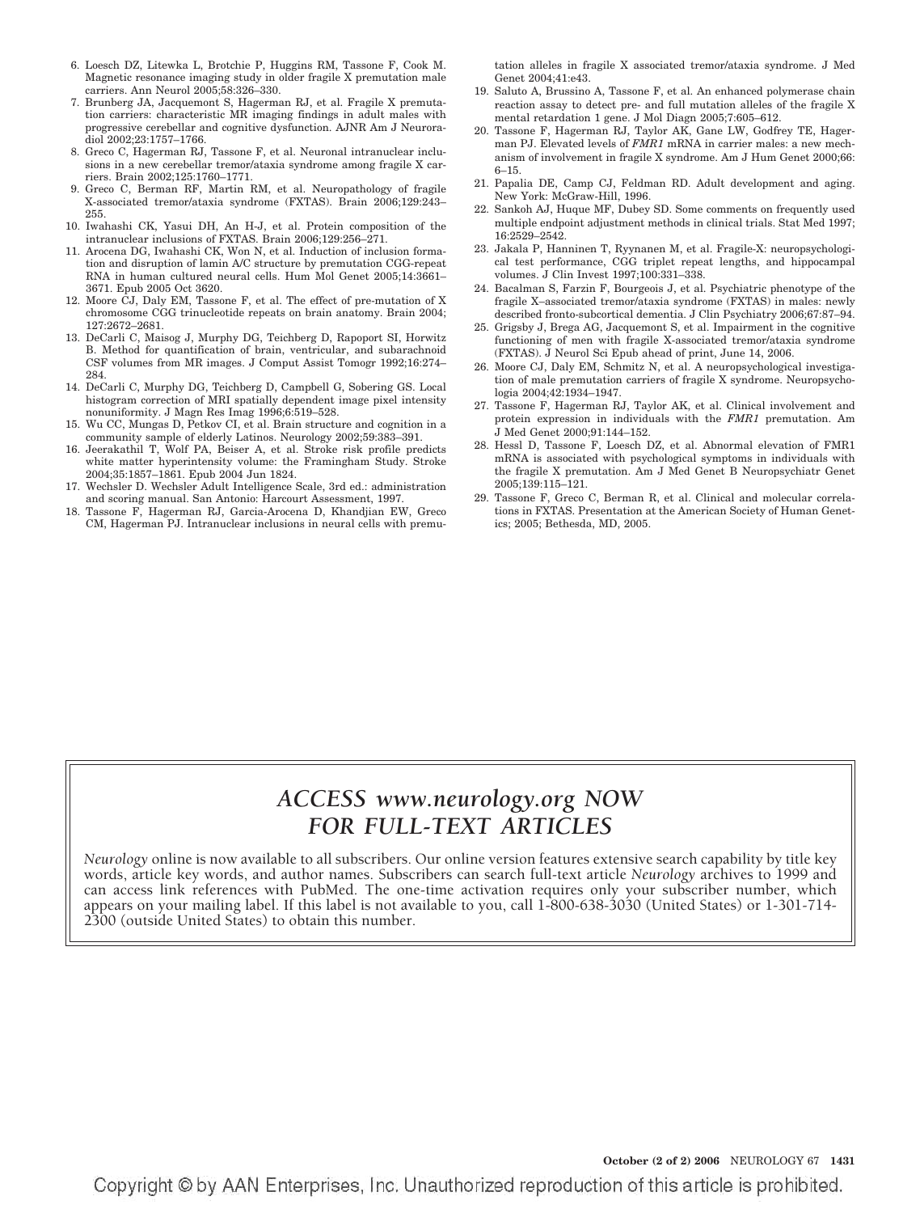6. Loesch DZ, Litewka L, Brotchie P, Huggins RM, Tassone F, Cook M. Magnetic resonance imaging study in older fragile X premutation male carriers. Ann Neurol 2005;58:326–330.
7. Brunberg JA, Jacquemont S, Hagerman RJ, et al. Fragile X premutation carriers: characteristic MR imaging findings in adult males with progressive cerebellar and cognitive dysfunction. AJNR Am J Neuroradiol 2002;23:1757–1766.
8. Greco C, Hagerman RJ, Tassone F, et al. Neuronal intranuclear inclusions in a new cerebellar tremor/ataxia syndrome among fragile X carriers. Brain 2002;125:1760–1771.
9. Greco C, Berman RF, Martin RM, et al. Neuropathology of fragile X-associated tremor/ataxia syndrome (FXTAS). Brain 2006;129:243–255.
10. Iwahashi CK, Yasui DH, An H-J, et al. Protein composition of the intranuclear inclusions of FXTAS. Brain 2006;129:256–271.
11. Arocena DG, Iwahashi CK, Won N, et al. Induction of inclusion formation and disruption of lamin A/C structure by premutation CGG-repeat RNA in human cultured neural cells. Hum Mol Genet 2005;14:3661–3671. Epub 2005 Oct 3620.
12. Moore CJ, Daly EM, Tassone F, et al. The effect of pre-mutation of X chromosome CGG trinucleotide repeats on brain anatomy. Brain 2004; 127:2672–2681.
13. DeCarli C, Maisog J, Murphy DG, Teichberg D, Rapoport SI, Horwitz B. Method for quantification of brain, ventricular, and subarachnoid CSF volumes from MR images. J Comput Assist Tomogr 1992;16:274–284.
14. DeCarli C, Murphy DG, Teichberg D, Campbell G, Sobering GS. Local histogram correction of MRI spatially dependent image pixel intensity nonuniformity. J Magn Res Imag 1996;6:519–528.
15. Wu CC, Mungas D, Petkov CI, et al. Brain structure and cognition in a community sample of elderly Latinos. Neurology 2002;59:383–391.
16. Jeerakathil T, Wolf PA, Beiser A, et al. Stroke risk profile predicts white matter hyperintensity volume: the Framingham Study. Stroke 2004;35:1857–1861. Epub 2004 Jun 1824.
17. Wechsler D. Wechsler Adult Intelligence Scale, 3rd ed.: administration and scoring manual. San Antonio: Harcourt Assessment, 1997.
18. Tassone F, Hagerman RJ, Garcia-Arocena D, Khandjian EW, Greco CM, Hagerman PJ. Intranuclear inclusions in neural cells with premutation alleles in fragile X associated tremor/ataxia syndrome. J Med Genet 2004;41:e43.
19. Saluto A, Brussino A, Tassone F, et al. An enhanced polymerase chain reaction assay to detect pre- and full mutation alleles of the fragile X mental retardation 1 gene. J Mol Diagn 2005;7:605–612.
20. Tassone F, Hagerman RJ, Taylor AK, Gane LW, Godfrey TE, Hagerman PJ. Elevated levels of *FMR1* mRNA in carrier males: a new mechanism of involvement in fragile X syndrome. Am J Hum Genet 2000;66: 6–15.
21. Papalia DE, Camp CJ, Feldman RD. Adult development and aging. New York: McGraw-Hill, 1996.
22. Sankoh AJ, Huque MF, Dubey SD. Some comments on frequently used multiple endpoint adjustment methods in clinical trials. Stat Med 1997; 16:2529–2542.
23. Jakala P, Hanninen T, Ryynanen M, et al. Fragile-X: neuropsychological test performance, CGG triplet repeat lengths, and hippocampal volumes. J Clin Invest 1997;100:331–338.
24. Bacalman S, Farzin F, Bourgeois J, et al. Psychiatric phenotype of the fragile X–associated tremor/ataxia syndrome (FXTAS) in males: newly described fronto-subcortical dementia. J Clin Psychiatry 2006;67:87–94.
25. Grigsby J, Brega AG, Jacquemont S, et al. Impairment in the cognitive functioning of men with fragile X-associated tremor/ataxia syndrome (FXTAS). J Neurol Sci Epub ahead of print, June 14, 2006.
26. Moore CJ, Daly EM, Schmitz N, et al. A neuropsychological investigation of male premutation carriers of fragile X syndrome. Neuropsychologia 2004;42:1934–1947.
27. Tassone F, Hagerman RJ, Taylor AK, et al. Clinical involvement and protein expression in individuals with the *FMR1* premutation. Am J Med Genet 2000;91:144–152.
28. Hessl D, Tassone F, Loesch DZ, et al. Abnormal elevation of FMR1 mRNA is associated with psychological symptoms in individuals with the fragile X premutation. Am J Med Genet B Neuropsychiatr Genet 2005;139:115–121.
29. Tassone F, Greco C, Berman R, et al. Clinical and molecular correlations in FXTAS. Presentation at the American Society of Human Genetics; 2005; Bethesda, MD, 2005.

## *ACCESS www.neurology.org NOW FOR FULL-TEXT ARTICLES*

*Neurology* online is now available to all subscribers. Our online version features extensive search capability by title key words, article key words, and author names. Subscribers can search full-text article *Neurology* archives to 1999 and can access link references with PubMed. The one-time activation requires only your subscriber number, which appears on your mailing label. If this label is not available to you, call 1-800-638-3030 (United States) or 1-301-714-2300 (outside United States) to obtain this number.